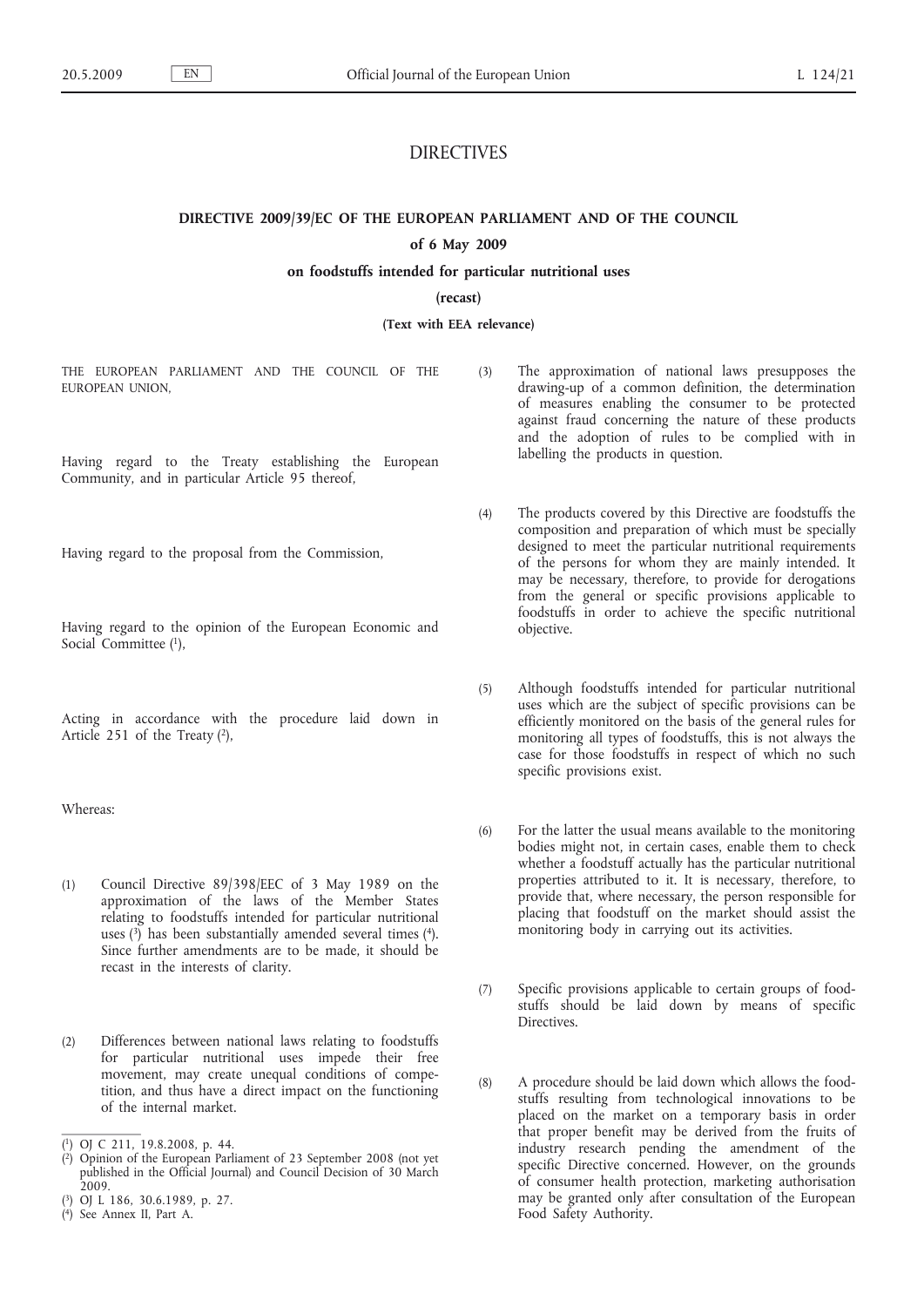# DIRECTIVES

## DIRECTIVE 2009/39/EC OF THE EUROPEAN PARLIAMENT AND OF THE COUNCIL

### of 6 May 2009

### on foodstuffs intended for particular nutritional uses

**(recast)**

**(Text with EEA relevance)**

THE EUROPEAN PARLIAMENT AND THE COUNCIL OF THE EUROPEAN UNION,

Having regard to the Treaty establishing the European Community, and in particular Article 95 thereof,

Having regard to the proposal from the Commission,

Having regard to the opinion of the European Economic and Social Committee [1],

Acting in accordance with the procedure laid down in Article 251 of the Treaty [2],

Whereas:

(1) Council Directive 89/398/EEC of 3 May 1989 on the approximation of the laws of the Member States relating to foodstuffs intended for particular nutritional uses [3] has been substantially amended several times [4]. Since further amendments are to be made, it should be recast in the interests of clarity.

(2) Differences between national laws relating to foodstuffs for particular nutritional uses impede their free movement, may create unequal conditions of competition, and thus have a direct impact on the functioning of the internal market.

(3) The approximation of national laws presupposes the drawing-up of a common definition, the determination of measures enabling the consumer to be protected against fraud concerning the nature of these products and the adoption of rules to be complied with in labelling the products in question.

(4) The products covered by this Directive are foodstuffs the composition and preparation of which must be specially designed to meet the particular nutritional requirements of the persons for whom they are mainly intended. It may be necessary, therefore, to provide for derogations from the general or specific provisions applicable to foodstuffs in order to achieve the specific nutritional objective.

(5) Although foodstuffs intended for particular nutritional uses which are the subject of specific provisions can be efficiently monitored on the basis of the general rules for monitoring all types of foodstuffs, this is not always the case for those foodstuffs in respect of which no such specific provisions exist.

(6) For the latter the usual means available to the monitoring bodies might not, in certain cases, enable them to check whether a foodstuff actually has the particular nutritional properties attributed to it. It is necessary, therefore, to provide that, where necessary, the person responsible for placing that foodstuff on the market should assist the monitoring body in carrying out its activities.

(7) Specific provisions applicable to certain groups of foodstuffs should be laid down by means of specific Directives.

(8) A procedure should be laid down which allows the foodstuffs resulting from technological innovations to be placed on the market on a temporary basis in order that proper benefit may be derived from the fruits of industry research pending the amendment of the specific Directive concerned. However, on the grounds of consumer health protection, marketing authorisation may be granted only after consultation of the European Food Safety Authority.

---

[1] OJ C 211, 19.8.2008, p. 44.

[2] Opinion of the European Parliament of 23 September 2008 (not yet published in the Official Journal) and Council Decision of 30 March 2009.

[3] OJ L 186, 30.6.1989, p. 27.

[4] See Annex II, Part A.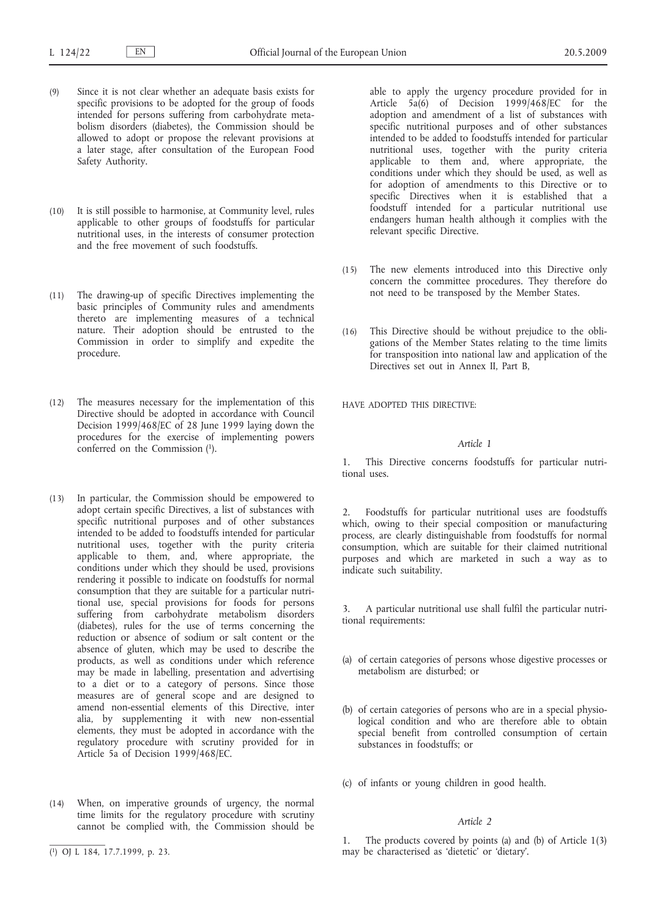(9) Since it is not clear whether an adequate basis exists for specific provisions to be adopted for the group of foods intended for persons suffering from carbohydrate metabolism disorders (diabetes), the Commission should be allowed to adopt or propose the relevant provisions at a later stage, after consultation of the European Food Safety Authority.

(10) It is still possible to harmonise, at Community level, rules applicable to other groups of foodstuffs for particular nutritional uses, in the interests of consumer protection and the free movement of such foodstuffs.

(11) The drawing-up of specific Directives implementing the basic principles of Community rules and amendments thereto are implementing measures of a technical nature. Their adoption should be entrusted to the Commission in order to simplify and expedite the procedure.

(12) The measures necessary for the implementation of this Directive should be adopted in accordance with Council Decision 1999/468/EC of 28 June 1999 laying down the procedures for the exercise of implementing powers conferred on the Commission [1].

(13) In particular, the Commission should be empowered to adopt certain specific Directives, a list of substances with specific nutritional purposes and of other substances intended to be added to foodstuffs intended for particular nutritional uses, together with the purity criteria applicable to them, and, where appropriate, the conditions under which they should be used, provisions rendering it possible to indicate on foodstuffs for normal consumption that they are suitable for a particular nutritional use, special provisions for foods for persons suffering from carbohydrate metabolism disorders (diabetes), rules for the use of terms concerning the reduction or absence of sodium or salt content or the absence of gluten, which may be used to describe the products, as well as conditions under which reference may be made in labelling, presentation and advertising to a diet or to a category of persons. Since those measures are of general scope and are designed to amend non-essential elements of this Directive, inter alia, by supplementing it with new non-essential elements, they must be adopted in accordance with the regulatory procedure with scrutiny provided for in Article 5a of Decision 1999/468/EC.

(14) When, on imperative grounds of urgency, the normal time limits for the regulatory procedure with scrutiny cannot be complied with, the Commission should be able to apply the urgency procedure provided for in Article 5a(6) of Decision 1999/468/EC for the adoption and amendment of a list of substances with specific nutritional purposes and of other substances intended to be added to foodstuffs intended for particular nutritional uses, together with the purity criteria applicable to them and, where appropriate, the conditions under which they should be used, as well as for adoption of amendments to this Directive or to specific Directives when it is established that a foodstuff intended for a particular nutritional use endangers human health although it complies with the relevant specific Directive.

(15) The new elements introduced into this Directive only concern the committee procedures. They therefore do not need to be transposed by the Member States.

(16) This Directive should be without prejudice to the obligations of the Member States relating to the time limits for transposition into national law and application of the Directives set out in Annex II, Part B,

HAVE ADOPTED THIS DIRECTIVE:

*Article 1*

1. This Directive concerns foodstuffs for particular nutritional uses.

2. Foodstuffs for particular nutritional uses are foodstuffs which, owing to their special composition or manufacturing process, are clearly distinguishable from foodstuffs for normal consumption, which are suitable for their claimed nutritional purposes and which are marketed in such a way as to indicate such suitability.

3. A particular nutritional use shall fulfil the particular nutritional requirements:

(a) of certain categories of persons whose digestive processes or metabolism are disturbed; or

(b) of certain categories of persons who are in a special physiological condition and who are therefore able to obtain special benefit from controlled consumption of certain substances in foodstuffs; or

(c) of infants or young children in good health.

*Article 2*

1. The products covered by points (a) and (b) of Article 1(3) may be characterised as 'dietetic' or 'dietary'.

[1] OJ L 184, 17.7.1999, p. 23.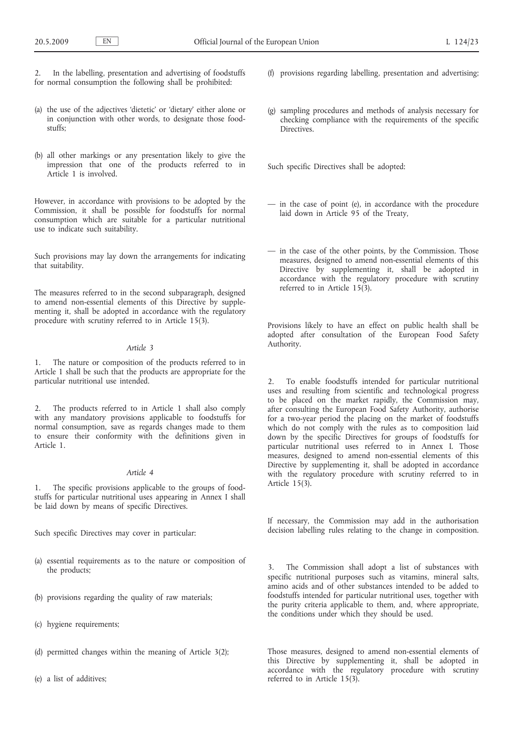2. In the labelling, presentation and advertising of foodstuffs for normal consumption the following shall be prohibited:

(a) the use of the adjectives 'dietetic' or 'dietary' either alone or in conjunction with other words, to designate those foodstuffs;

(b) all other markings or any presentation likely to give the impression that one of the products referred to in Article 1 is involved.

However, in accordance with provisions to be adopted by the Commission, it shall be possible for foodstuffs for normal consumption which are suitable for a particular nutritional use to indicate such suitability.

Such provisions may lay down the arrangements for indicating that suitability.

The measures referred to in the second subparagraph, designed to amend non-essential elements of this Directive by supplementing it, shall be adopted in accordance with the regulatory procedure with scrutiny referred to in Article 15(3).

*Article 3*

1. The nature or composition of the products referred to in Article 1 shall be such that the products are appropriate for the particular nutritional use intended.

2. The products referred to in Article 1 shall also comply with any mandatory provisions applicable to foodstuffs for normal consumption, save as regards changes made to them to ensure their conformity with the definitions given in Article 1.

*Article 4*

1. The specific provisions applicable to the groups of foodstuffs for particular nutritional uses appearing in Annex I shall be laid down by means of specific Directives.

Such specific Directives may cover in particular:

(a) essential requirements as to the nature or composition of the products;

(b) provisions regarding the quality of raw materials;

(c) hygiene requirements;

(d) permitted changes within the meaning of Article 3(2);

(e) a list of additives;

(f) provisions regarding labelling, presentation and advertising;

(g) sampling procedures and methods of analysis necessary for checking compliance with the requirements of the specific Directives.

Such specific Directives shall be adopted:

— in the case of point (e), in accordance with the procedure laid down in Article 95 of the Treaty,

— in the case of the other points, by the Commission. Those measures, designed to amend non-essential elements of this Directive by supplementing it, shall be adopted in accordance with the regulatory procedure with scrutiny referred to in Article 15(3).

Provisions likely to have an effect on public health shall be adopted after consultation of the European Food Safety Authority.

2. To enable foodstuffs intended for particular nutritional uses and resulting from scientific and technological progress to be placed on the market rapidly, the Commission may, after consulting the European Food Safety Authority, authorise for a two-year period the placing on the market of foodstuffs which do not comply with the rules as to composition laid down by the specific Directives for groups of foodstuffs for particular nutritional uses referred to in Annex I. Those measures, designed to amend non-essential elements of this Directive by supplementing it, shall be adopted in accordance with the regulatory procedure with scrutiny referred to in Article 15(3).

If necessary, the Commission may add in the authorisation decision labelling rules relating to the change in composition.

3. The Commission shall adopt a list of substances with specific nutritional purposes such as vitamins, mineral salts, amino acids and of other substances intended to be added to foodstuffs intended for particular nutritional uses, together with the purity criteria applicable to them, and, where appropriate, the conditions under which they should be used.

Those measures, designed to amend non-essential elements of this Directive by supplementing it, shall be adopted in accordance with the regulatory procedure with scrutiny referred to in Article 15(3).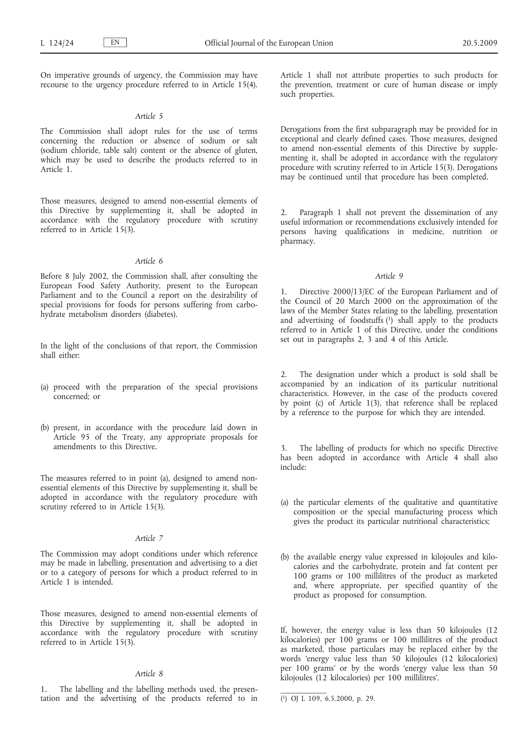On imperative grounds of urgency, the Commission may have recourse to the urgency procedure referred to in Article 15(4).

*Article 5*

The Commission shall adopt rules for the use of terms concerning the reduction or absence of sodium or salt (sodium chloride, table salt) content or the absence of gluten, which may be used to describe the products referred to in Article 1.

Those measures, designed to amend non-essential elements of this Directive by supplementing it, shall be adopted in accordance with the regulatory procedure with scrutiny referred to in Article 15(3).

*Article 6*

Before 8 July 2002, the Commission shall, after consulting the European Food Safety Authority, present to the European Parliament and to the Council a report on the desirability of special provisions for foods for persons suffering from carbohydrate metabolism disorders (diabetes).

In the light of the conclusions of that report, the Commission shall either:

(a) proceed with the preparation of the special provisions concerned; or

(b) present, in accordance with the procedure laid down in Article 95 of the Treaty, any appropriate proposals for amendments to this Directive.

The measures referred to in point (a), designed to amend non-essential elements of this Directive by supplementing it, shall be adopted in accordance with the regulatory procedure with scrutiny referred to in Article 15(3).

*Article 7*

The Commission may adopt conditions under which reference may be made in labelling, presentation and advertising to a diet or to a category of persons for which a product referred to in Article 1 is intended.

Those measures, designed to amend non-essential elements of this Directive by supplementing it, shall be adopted in accordance with the regulatory procedure with scrutiny referred to in Article 15(3).

*Article 8*

1. The labelling and the labelling methods used, the presentation and the advertising of the products referred to in Article 1 shall not attribute properties to such products for the prevention, treatment or cure of human disease or imply such properties.

Derogations from the first subparagraph may be provided for in exceptional and clearly defined cases. Those measures, designed to amend non-essential elements of this Directive by supplementing it, shall be adopted in accordance with the regulatory procedure with scrutiny referred to in Article 15(3). Derogations may be continued until that procedure has been completed.

2. Paragraph 1 shall not prevent the dissemination of any useful information or recommendations exclusively intended for persons having qualifications in medicine, nutrition or pharmacy.

*Article 9*

1. Directive 2000/13/EC of the European Parliament and of the Council of 20 March 2000 on the approximation of the laws of the Member States relating to the labelling, presentation and advertising of foodstuffs [1] shall apply to the products referred to in Article 1 of this Directive, under the conditions set out in paragraphs 2, 3 and 4 of this Article.

2. The designation under which a product is sold shall be accompanied by an indication of its particular nutritional characteristics. However, in the case of the products covered by point (c) of Article 1(3), that reference shall be replaced by a reference to the purpose for which they are intended.

3. The labelling of products for which no specific Directive has been adopted in accordance with Article 4 shall also include:

(a) the particular elements of the qualitative and quantitative composition or the special manufacturing process which gives the product its particular nutritional characteristics;

(b) the available energy value expressed in kilojoules and kilocalories and the carbohydrate, protein and fat content per 100 grams or 100 millilitres of the product as marketed and, where appropriate, per specified quantity of the product as proposed for consumption.

If, however, the energy value is less than 50 kilojoules (12 kilocalories) per 100 grams or 100 millilitres of the product as marketed, those particulars may be replaced either by the words 'energy value less than 50 kilojoules (12 kilocalories) per 100 grams' or by the words 'energy value less than 50 kilojoules (12 kilocalories) per 100 millilitres'.

[1] OJ L 109, 6.5.2000, p. 29.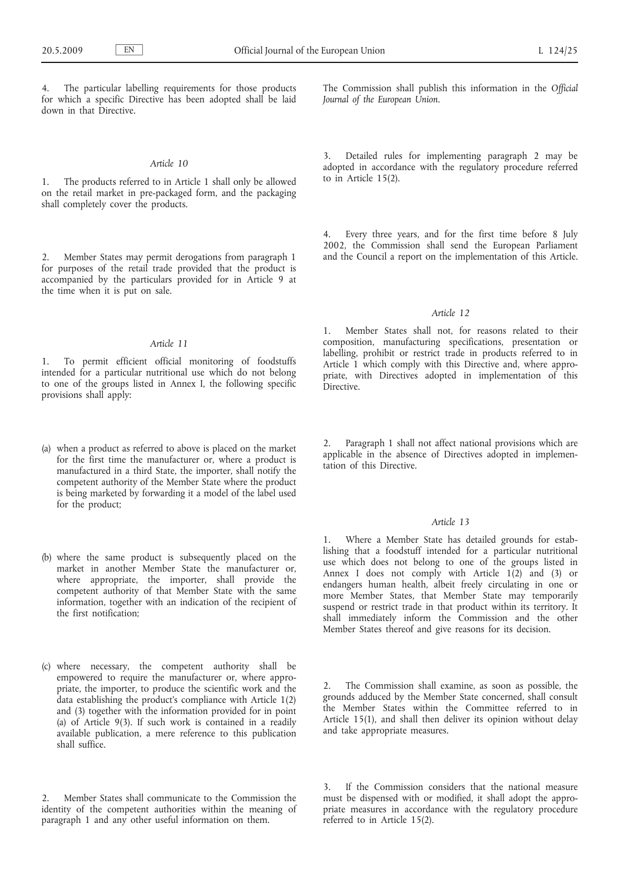4. The particular labelling requirements for those products for which a specific Directive has been adopted shall be laid down in that Directive.

*Article 10*

1. The products referred to in Article 1 shall only be allowed on the retail market in pre-packaged form, and the packaging shall completely cover the products.

2. Member States may permit derogations from paragraph 1 for purposes of the retail trade provided that the product is accompanied by the particulars provided for in Article 9 at the time when it is put on sale.

*Article 11*

1. To permit efficient official monitoring of foodstuffs intended for a particular nutritional use which do not belong to one of the groups listed in Annex I, the following specific provisions shall apply:

(a) when a product as referred to above is placed on the market for the first time the manufacturer or, where a product is manufactured in a third State, the importer, shall notify the competent authority of the Member State where the product is being marketed by forwarding it a model of the label used for the product;

(b) where the same product is subsequently placed on the market in another Member State the manufacturer or, where appropriate, the importer, shall provide the competent authority of that Member State with the same information, together with an indication of the recipient of the first notification;

(c) where necessary, the competent authority shall be empowered to require the manufacturer or, where appropriate, the importer, to produce the scientific work and the data establishing the product's compliance with Article 1(2) and (3) together with the information provided for in point (a) of Article 9(3). If such work is contained in a readily available publication, a mere reference to this publication shall suffice.

2. Member States shall communicate to the Commission the identity of the competent authorities within the meaning of paragraph 1 and any other useful information on them.

The Commission shall publish this information in the *Official Journal of the European Union*.

3. Detailed rules for implementing paragraph 2 may be adopted in accordance with the regulatory procedure referred to in Article 15(2).

4. Every three years, and for the first time before 8 July 2002, the Commission shall send the European Parliament and the Council a report on the implementation of this Article.

*Article 12*

1. Member States shall not, for reasons related to their composition, manufacturing specifications, presentation or labelling, prohibit or restrict trade in products referred to in Article 1 which comply with this Directive and, where appropriate, with Directives adopted in implementation of this Directive.

2. Paragraph 1 shall not affect national provisions which are applicable in the absence of Directives adopted in implementation of this Directive.

*Article 13*

1. Where a Member State has detailed grounds for establishing that a foodstuff intended for a particular nutritional use which does not belong to one of the groups listed in Annex I does not comply with Article 1(2) and (3) or endangers human health, albeit freely circulating in one or more Member States, that Member State may temporarily suspend or restrict trade in that product within its territory. It shall immediately inform the Commission and the other Member States thereof and give reasons for its decision.

2. The Commission shall examine, as soon as possible, the grounds adduced by the Member State concerned, shall consult the Member States within the Committee referred to in Article 15(1), and shall then deliver its opinion without delay and take appropriate measures.

3. If the Commission considers that the national measure must be dispensed with or modified, it shall adopt the appropriate measures in accordance with the regulatory procedure referred to in Article 15(2).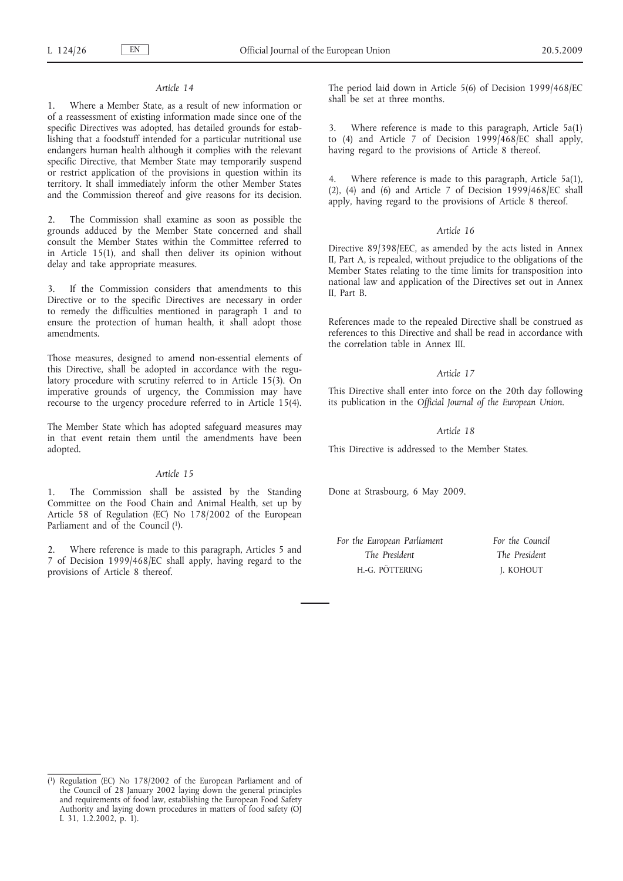*Article 14*

1. Where a Member State, as a result of new information or of a reassessment of existing information made since one of the specific Directives was adopted, has detailed grounds for establishing that a foodstuff intended for a particular nutritional use endangers human health although it complies with the relevant specific Directive, that Member State may temporarily suspend or restrict application of the provisions in question within its territory. It shall immediately inform the other Member States and the Commission thereof and give reasons for its decision.

2. The Commission shall examine as soon as possible the grounds adduced by the Member State concerned and shall consult the Member States within the Committee referred to in Article 15(1), and shall then deliver its opinion without delay and take appropriate measures.

3. If the Commission considers that amendments to this Directive or to the specific Directives are necessary in order to remedy the difficulties mentioned in paragraph 1 and to ensure the protection of human health, it shall adopt those amendments.

Those measures, designed to amend non-essential elements of this Directive, shall be adopted in accordance with the regulatory procedure with scrutiny referred to in Article 15(3). On imperative grounds of urgency, the Commission may have recourse to the urgency procedure referred to in Article 15(4).

The Member State which has adopted safeguard measures may in that event retain them until the amendments have been adopted.

*Article 15*

1. The Commission shall be assisted by the Standing Committee on the Food Chain and Animal Health, set up by Article 58 of Regulation (EC) No 178/2002 of the European Parliament and of the Council [1].

2. Where reference is made to this paragraph, Articles 5 and 7 of Decision 1999/468/EC shall apply, having regard to the provisions of Article 8 thereof.

The period laid down in Article 5(6) of Decision 1999/468/EC shall be set at three months.

3. Where reference is made to this paragraph, Article 5a(1) to (4) and Article 7 of Decision 1999/468/EC shall apply, having regard to the provisions of Article 8 thereof.

4. Where reference is made to this paragraph, Article 5a(1), (2), (4) and (6) and Article 7 of Decision 1999/468/EC shall apply, having regard to the provisions of Article 8 thereof.

*Article 16*

Directive 89/398/EEC, as amended by the acts listed in Annex II, Part A, is repealed, without prejudice to the obligations of the Member States relating to the time limits for transposition into national law and application of the Directives set out in Annex II, Part B.

References made to the repealed Directive shall be construed as references to this Directive and shall be read in accordance with the correlation table in Annex III.

*Article 17*

This Directive shall enter into force on the 20th day following its publication in the *Official Journal of the European Union*.

*Article 18*

This Directive is addressed to the Member States.

Done at Strasbourg, 6 May 2009.

| *For the European Parliament* | *For the Council* |
|---|---|
| *The President* | *The President* |
| H.-G. PÖTTERING | J. KOHOUT |

---

[1] Regulation (EC) No 178/2002 of the European Parliament and of the Council of 28 January 2002 laying down the general principles and requirements of food law, establishing the European Food Safety Authority and laying down procedures in matters of food safety (OJ L 31, 1.2.2002, p. 1).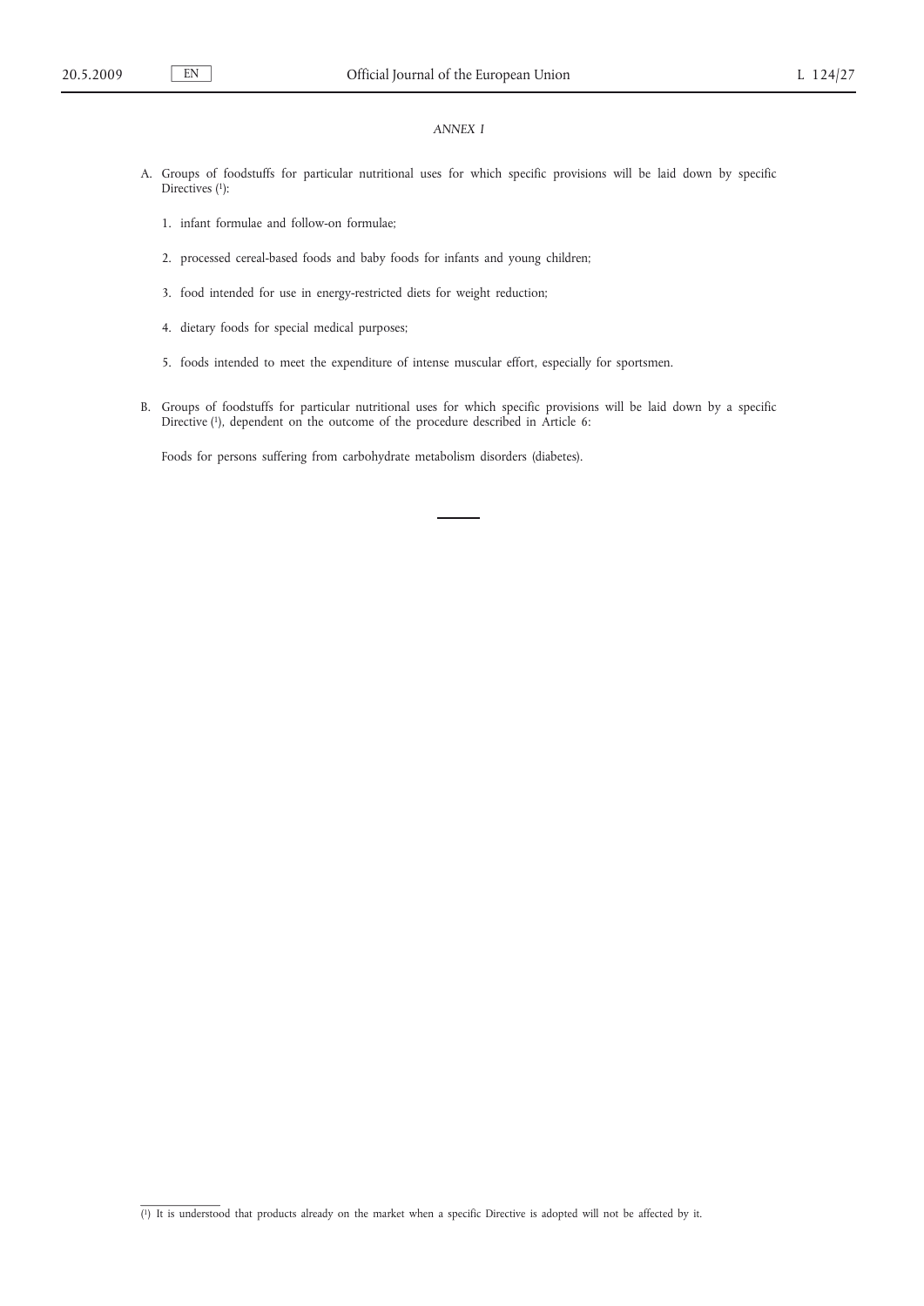*ANNEX I*

A. Groups of foodstuffs for particular nutritional uses for which specific provisions will be laid down by specific Directives [1]:

   1. infant formulae and follow-on formulae;

   2. processed cereal-based foods and baby foods for infants and young children;

   3. food intended for use in energy-restricted diets for weight reduction;

   4. dietary foods for special medical purposes;

   5. foods intended to meet the expenditure of intense muscular effort, especially for sportsmen.

B. Groups of foodstuffs for particular nutritional uses for which specific provisions will be laid down by a specific Directive [1], dependent on the outcome of the procedure described in Article 6:

   Foods for persons suffering from carbohydrate metabolism disorders (diabetes).

---

[1] It is understood that products already on the market when a specific Directive is adopted will not be affected by it.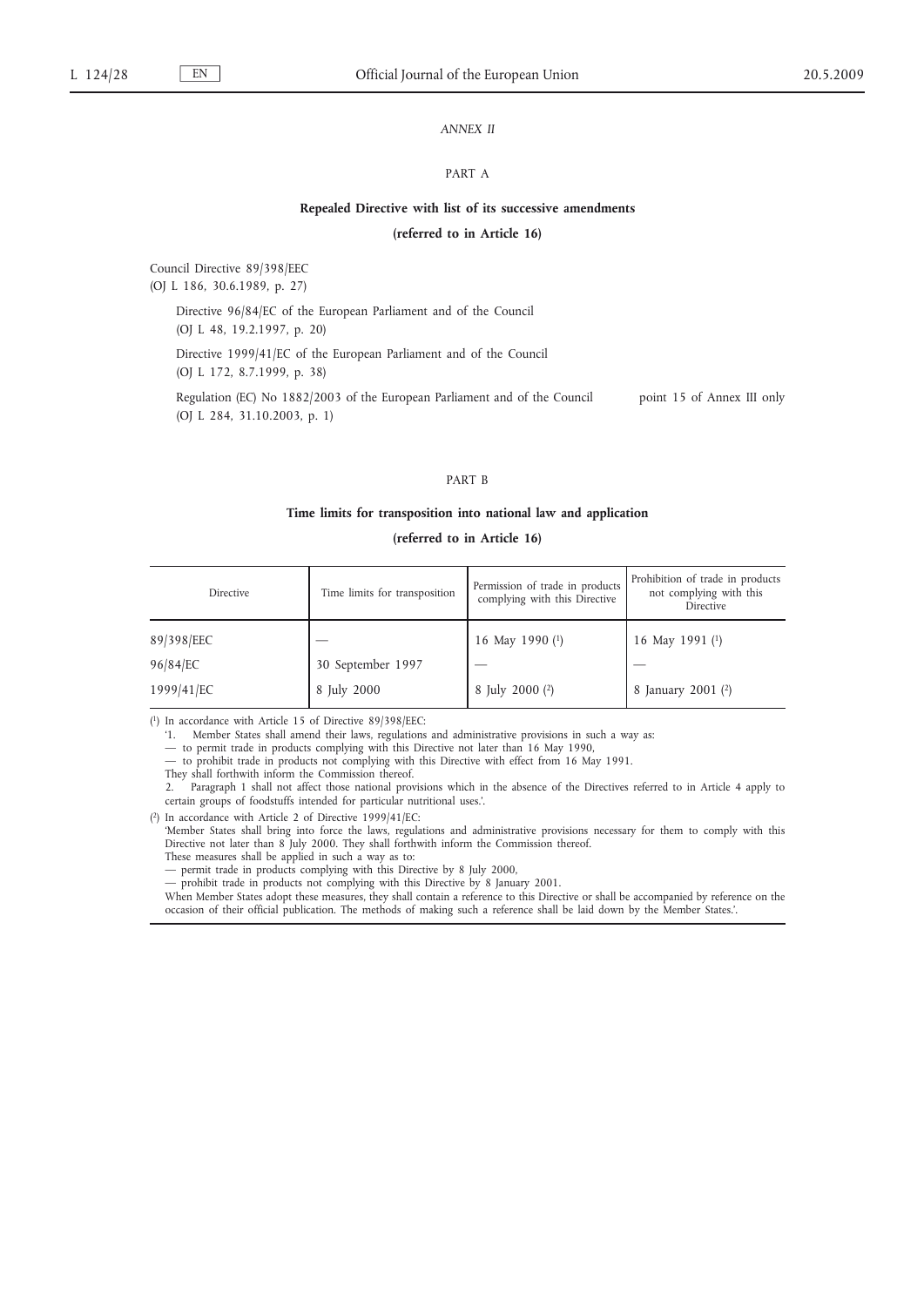*ANNEX II*

PART A

**Repealed Directive with list of its successive amendments**

**(referred to in Article 16)**

Council Directive 89/398/EEC
(OJ L 186, 30.6.1989, p. 27)

Directive 96/84/EC of the European Parliament and of the Council
(OJ L 48, 19.2.1997, p. 20)

Directive 1999/41/EC of the European Parliament and of the Council
(OJ L 172, 8.7.1999, p. 38)

Regulation (EC) No 1882/2003 of the European Parliament and of the Council (OJ L 284, 31.10.2003, p. 1) — point 15 of Annex III only

PART B

**Time limits for transposition into national law and application**

**(referred to in Article 16)**

| Directive | Time limits for transposition | Permission of trade in products complying with this Directive | Prohibition of trade in products not complying with this Directive |
|---|---|---|---|
| 89/398/EEC | — | 16 May 1990 [1] | 16 May 1991 [1] |
| 96/84/EC | 30 September 1997 | — | — |
| 1999/41/EC | 8 July 2000 | 8 July 2000 [2] | 8 January 2001 [2] |

[1] In accordance with Article 15 of Directive 89/398/EEC:

'1. Member States shall amend their laws, regulations and administrative provisions in such a way as:

— to permit trade in products complying with this Directive not later than 16 May 1990,

— to prohibit trade in products not complying with this Directive with effect from 16 May 1991.

They shall forthwith inform the Commission thereof.

2. Paragraph 1 shall not affect those national provisions which in the absence of the Directives referred to in Article 4 apply to certain groups of foodstuffs intended for particular nutritional uses.'.

[2] In accordance with Article 2 of Directive 1999/41/EC:

'Member States shall bring into force the laws, regulations and administrative provisions necessary for them to comply with this Directive not later than 8 July 2000. They shall forthwith inform the Commission thereof.

These measures shall be applied in such a way as to:

— permit trade in products complying with this Directive by 8 July 2000,

— prohibit trade in products not complying with this Directive by 8 January 2001.

When Member States adopt these measures, they shall contain a reference to this Directive or shall be accompanied by reference on the occasion of their official publication. The methods of making such a reference shall be laid down by the Member States.'.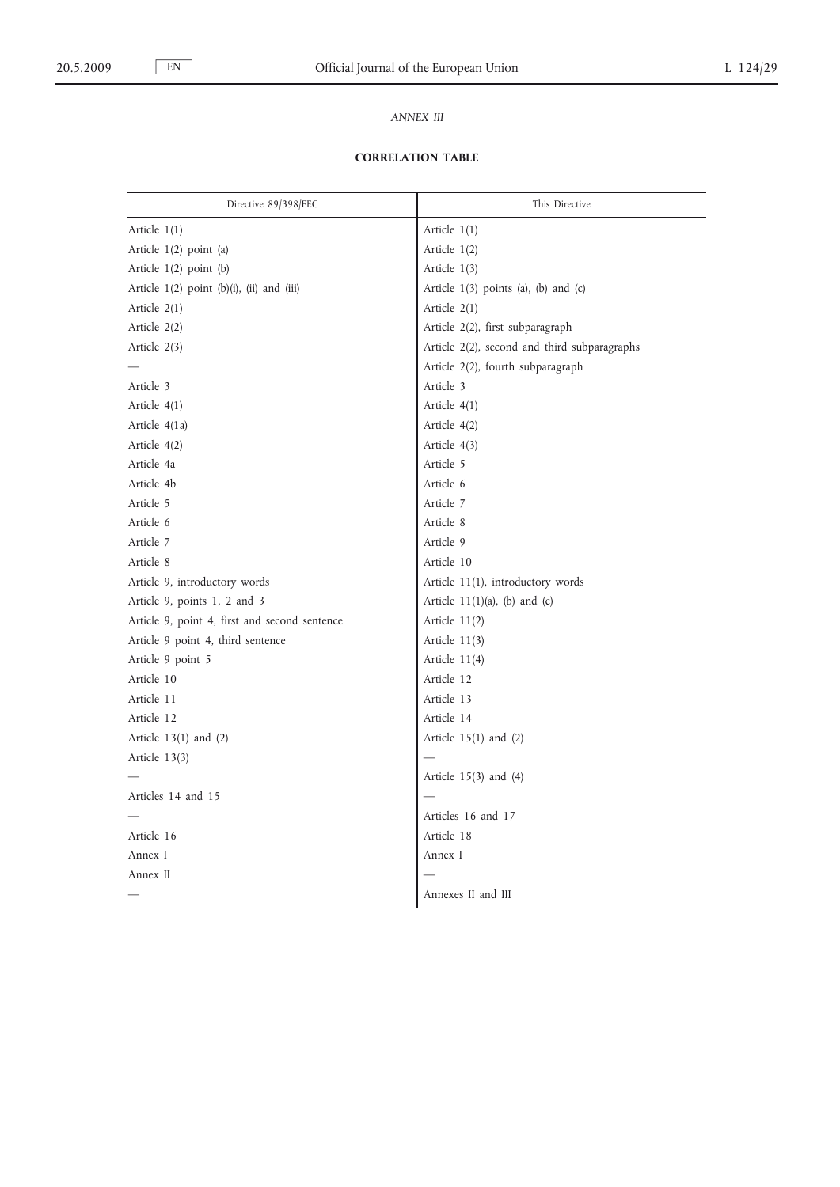*ANNEX III*

**CORRELATION TABLE**

| Directive 89/398/EEC | This Directive |
|---|---|
| Article 1(1) | Article 1(1) |
| Article 1(2) point (a) | Article 1(2) |
| Article 1(2) point (b) | Article 1(3) |
| Article 1(2) point (b)(i), (ii) and (iii) | Article 1(3) points (a), (b) and (c) |
| Article 2(1) | Article 2(1) |
| Article 2(2) | Article 2(2), first subparagraph |
| Article 2(3) | Article 2(2), second and third subparagraphs |
| — | Article 2(2), fourth subparagraph |
| Article 3 | Article 3 |
| Article 4(1) | Article 4(1) |
| Article 4(1a) | Article 4(2) |
| Article 4(2) | Article 4(3) |
| Article 4a | Article 5 |
| Article 4b | Article 6 |
| Article 5 | Article 7 |
| Article 6 | Article 8 |
| Article 7 | Article 9 |
| Article 8 | Article 10 |
| Article 9, introductory words | Article 11(1), introductory words |
| Article 9, points 1, 2 and 3 | Article 11(1)(a), (b) and (c) |
| Article 9, point 4, first and second sentence | Article 11(2) |
| Article 9 point 4, third sentence | Article 11(3) |
| Article 9 point 5 | Article 11(4) |
| Article 10 | Article 12 |
| Article 11 | Article 13 |
| Article 12 | Article 14 |
| Article 13(1) and (2) | Article 15(1) and (2) |
| Article 13(3) | — |
| — | Article 15(3) and (4) |
| Articles 14 and 15 | — |
| — | Articles 16 and 17 |
| Article 16 | Article 18 |
| Annex I | Annex I |
| Annex II | — |
| — | Annexes II and III |